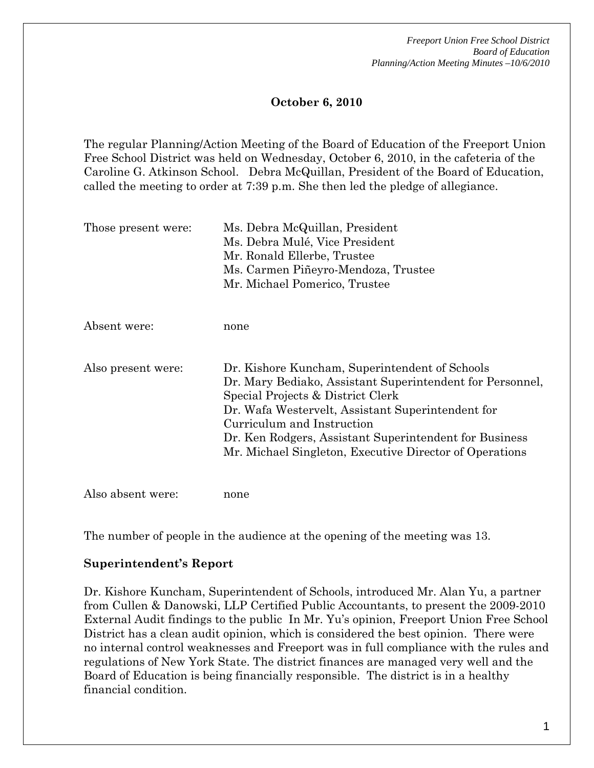**October 6, 2010**

The regular Planning/Action Meeting of the Board of Education of the Freeport Union Free School District was held on Wednesday, October 6, 2010, in the cafeteria of the Caroline G. Atkinson School. Debra McQuillan, President of the Board of Education, called the meeting to order at 7:39 p.m. She then led the pledge of allegiance.

| | |
|---|---|
| Those present were: | Ms. Debra McQuillan, President<br>Ms. Debra Mulé, Vice President<br>Mr. Ronald Ellerbe, Trustee<br>Ms. Carmen Piñeyro-Mendoza, Trustee<br>Mr. Michael Pomerico, Trustee |
| Absent were: | none |
| Also present were: | Dr. Kishore Kuncham, Superintendent of Schools<br>Dr. Mary Bediako, Assistant Superintendent for Personnel, Special Projects & District Clerk<br>Dr. Wafa Westervelt, Assistant Superintendent for Curriculum and Instruction<br>Dr. Ken Rodgers, Assistant Superintendent for Business<br>Mr. Michael Singleton, Executive Director of Operations |
| Also absent were: | none |

The number of people in the audience at the opening of the meeting was 13.

**Superintendent's Report**

Dr. Kishore Kuncham, Superintendent of Schools, introduced Mr. Alan Yu, a partner from Cullen & Danowski, LLP Certified Public Accountants, to present the 2009-2010 External Audit findings to the public In Mr. Yu's opinion, Freeport Union Free School District has a clean audit opinion, which is considered the best opinion. There were no internal control weaknesses and Freeport was in full compliance with the rules and regulations of New York State. The district finances are managed very well and the Board of Education is being financially responsible. The district is in a healthy financial condition.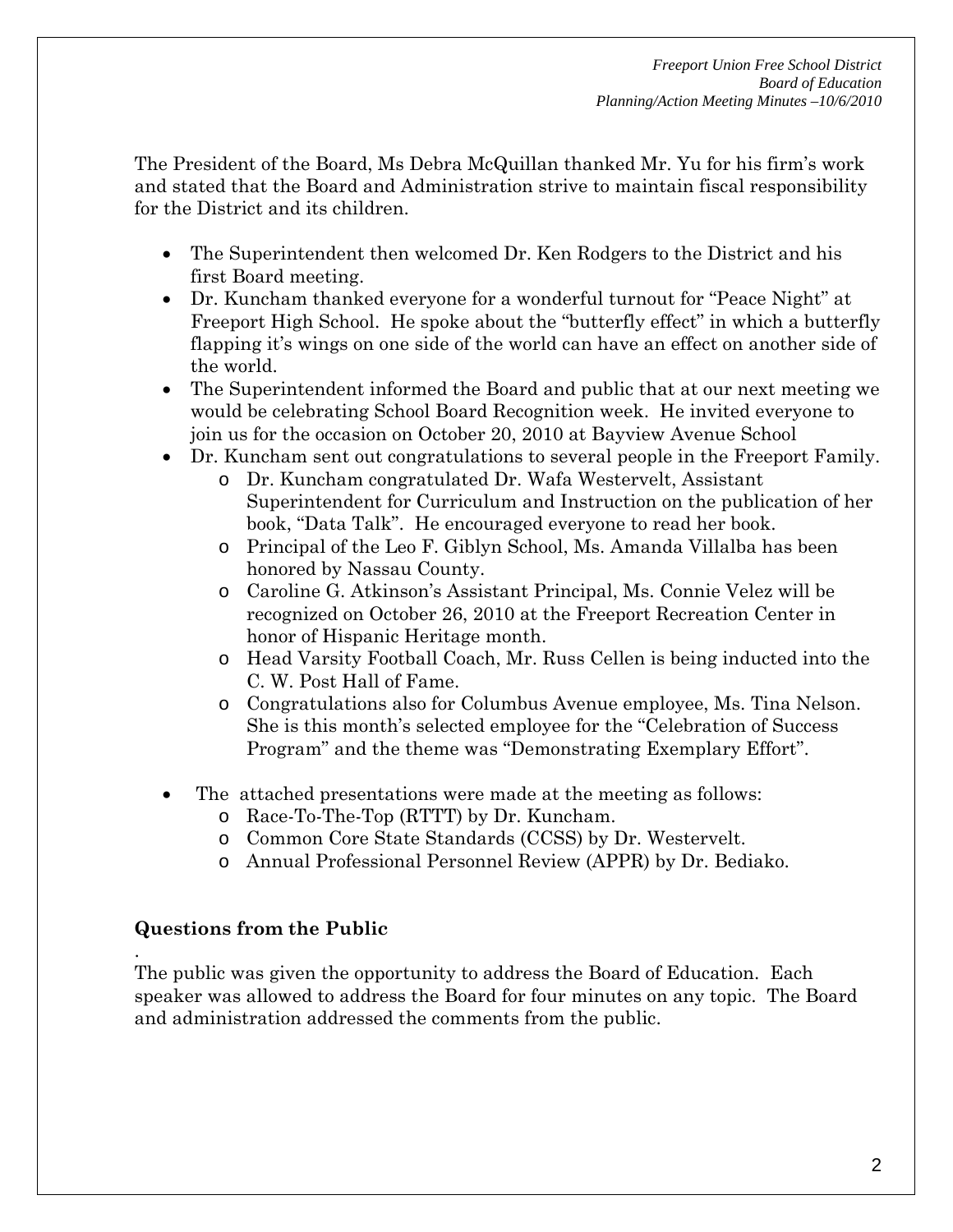The President of the Board, Ms Debra McQuillan thanked Mr. Yu for his firm's work and stated that the Board and Administration strive to maintain fiscal responsibility for the District and its children.

- The Superintendent then welcomed Dr. Ken Rodgers to the District and his first Board meeting.
- Dr. Kuncham thanked everyone for a wonderful turnout for "Peace Night" at Freeport High School. He spoke about the "butterfly effect" in which a butterfly flapping it's wings on one side of the world can have an effect on another side of the world.
- The Superintendent informed the Board and public that at our next meeting we would be celebrating School Board Recognition week. He invited everyone to join us for the occasion on October 20, 2010 at Bayview Avenue School
- Dr. Kuncham sent out congratulations to several people in the Freeport Family.
  - Dr. Kuncham congratulated Dr. Wafa Westervelt, Assistant Superintendent for Curriculum and Instruction on the publication of her book, "Data Talk". He encouraged everyone to read her book.
  - Principal of the Leo F. Giblyn School, Ms. Amanda Villalba has been honored by Nassau County.
  - Caroline G. Atkinson's Assistant Principal, Ms. Connie Velez will be recognized on October 26, 2010 at the Freeport Recreation Center in honor of Hispanic Heritage month.
  - Head Varsity Football Coach, Mr. Russ Cellen is being inducted into the C. W. Post Hall of Fame.
  - Congratulations also for Columbus Avenue employee, Ms. Tina Nelson. She is this month's selected employee for the "Celebration of Success Program" and the theme was "Demonstrating Exemplary Effort".

- The attached presentations were made at the meeting as follows:
  - Race-To-The-Top (RTTT) by Dr. Kuncham.
  - Common Core State Standards (CCSS) by Dr. Westervelt.
  - Annual Professional Personnel Review (APPR) by Dr. Bediako.

**Questions from the Public**

.
The public was given the opportunity to address the Board of Education. Each speaker was allowed to address the Board for four minutes on any topic. The Board and administration addressed the comments from the public.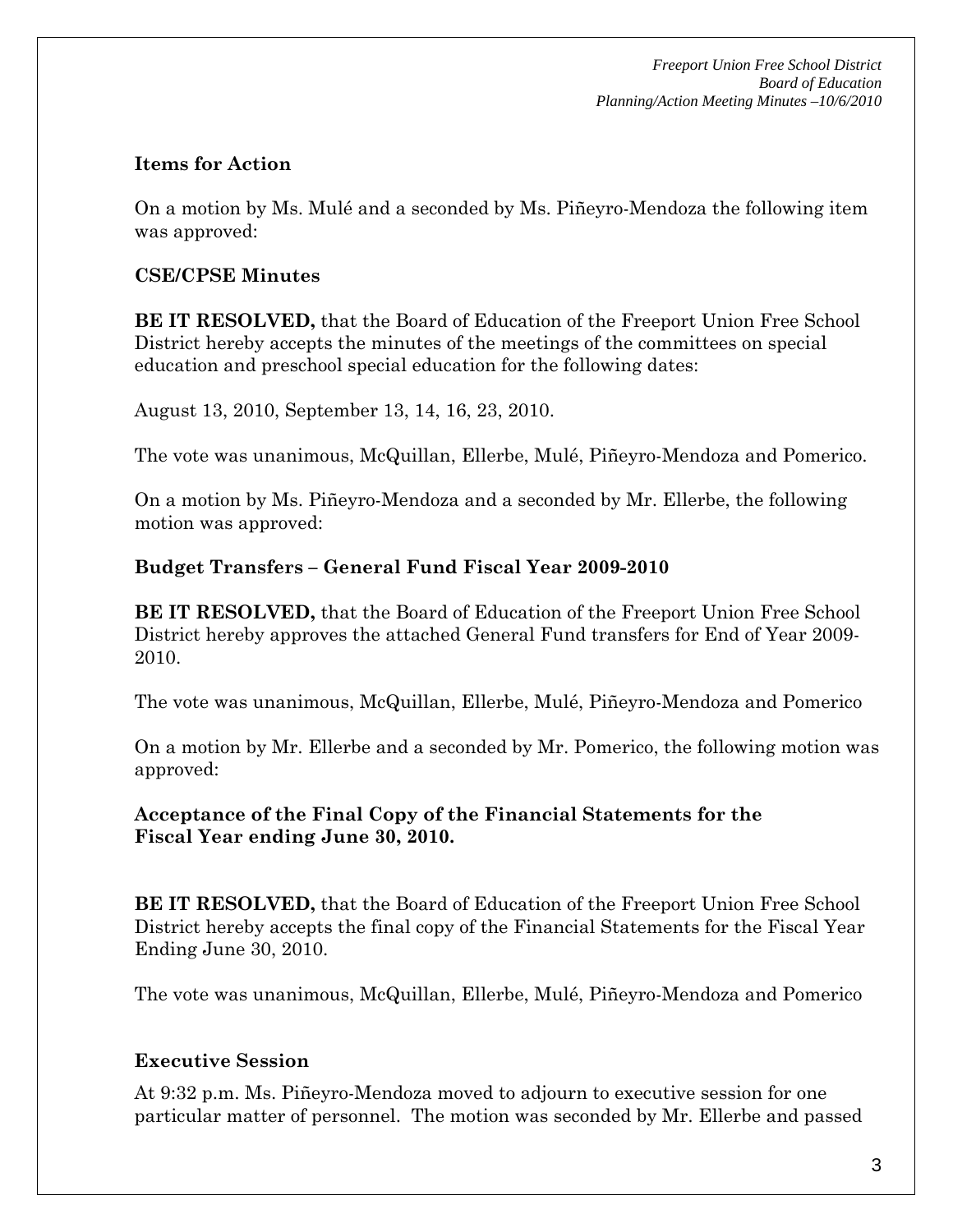### Items for Action

On a motion by Ms. Mulé and a seconded by Ms. Piñeyro-Mendoza the following item was approved:

### CSE/CPSE Minutes

**BE IT RESOLVED,** that the Board of Education of the Freeport Union Free School District hereby accepts the minutes of the meetings of the committees on special education and preschool special education for the following dates:

August 13, 2010, September 13, 14, 16, 23, 2010.

The vote was unanimous, McQuillan, Ellerbe, Mulé, Piñeyro-Mendoza and Pomerico.

On a motion by Ms. Piñeyro-Mendoza and a seconded by Mr. Ellerbe, the following motion was approved:

### Budget Transfers – General Fund Fiscal Year 2009-2010

**BE IT RESOLVED,** that the Board of Education of the Freeport Union Free School District hereby approves the attached General Fund transfers for End of Year 2009-2010.

The vote was unanimous, McQuillan, Ellerbe, Mulé, Piñeyro-Mendoza and Pomerico

On a motion by Mr. Ellerbe and a seconded by Mr. Pomerico, the following motion was approved:

### Acceptance of the Final Copy of the Financial Statements for the Fiscal Year ending June 30, 2010.

**BE IT RESOLVED,** that the Board of Education of the Freeport Union Free School District hereby accepts the final copy of the Financial Statements for the Fiscal Year Ending June 30, 2010.

The vote was unanimous, McQuillan, Ellerbe, Mulé, Piñeyro-Mendoza and Pomerico

### Executive Session

At 9:32 p.m. Ms. Piñeyro-Mendoza moved to adjourn to executive session for one particular matter of personnel. The motion was seconded by Mr. Ellerbe and passed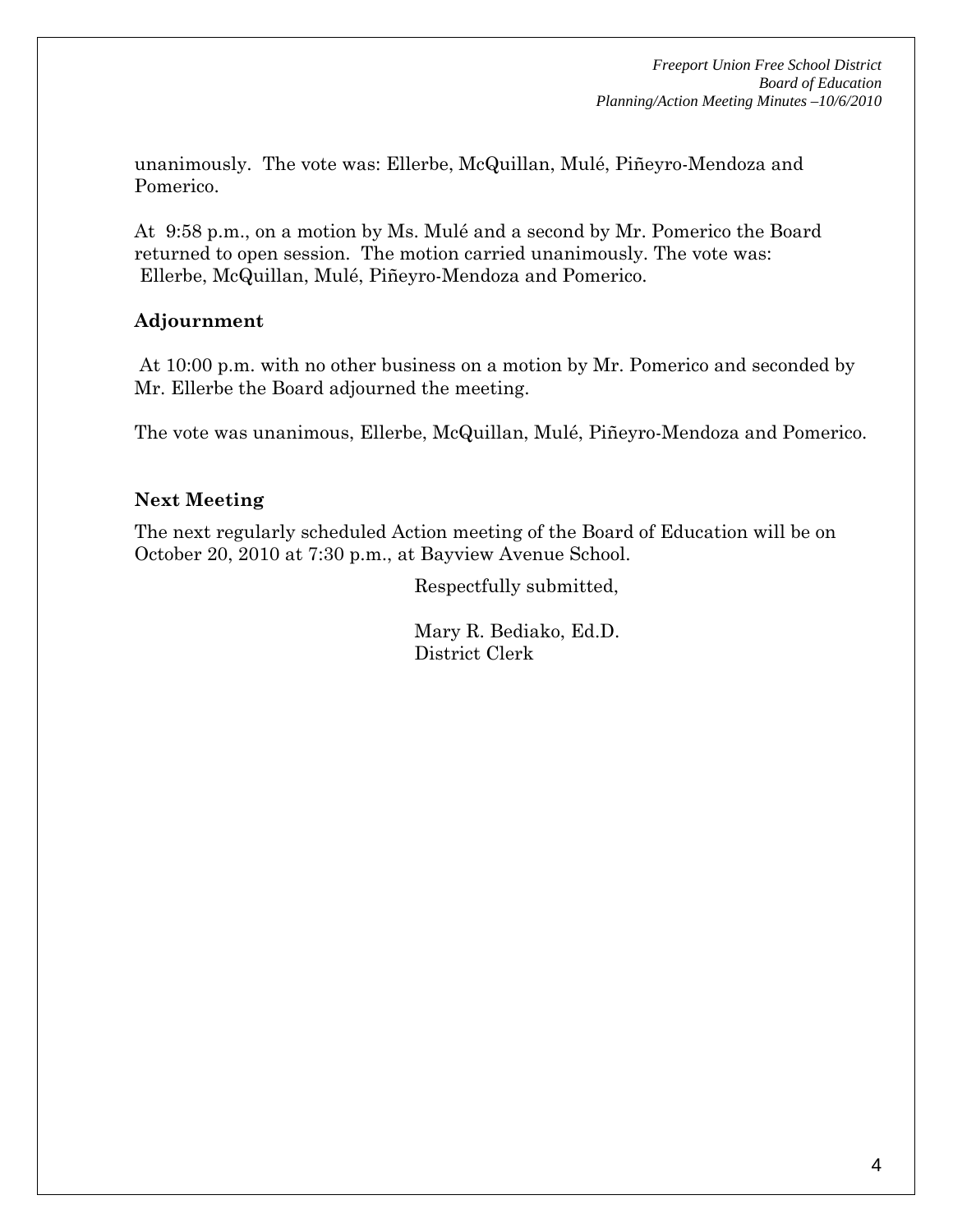unanimously. The vote was: Ellerbe, McQuillan, Mulé, Piñeyro-Mendoza and Pomerico.

At 9:58 p.m., on a motion by Ms. Mulé and a second by Mr. Pomerico the Board returned to open session. The motion carried unanimously. The vote was: Ellerbe, McQuillan, Mulé, Piñeyro-Mendoza and Pomerico.

**Adjournment**

At 10:00 p.m. with no other business on a motion by Mr. Pomerico and seconded by Mr. Ellerbe the Board adjourned the meeting.

The vote was unanimous, Ellerbe, McQuillan, Mulé, Piñeyro-Mendoza and Pomerico.

**Next Meeting**

The next regularly scheduled Action meeting of the Board of Education will be on October 20, 2010 at 7:30 p.m., at Bayview Avenue School.

Respectfully submitted,

Mary R. Bediako, Ed.D.
District Clerk